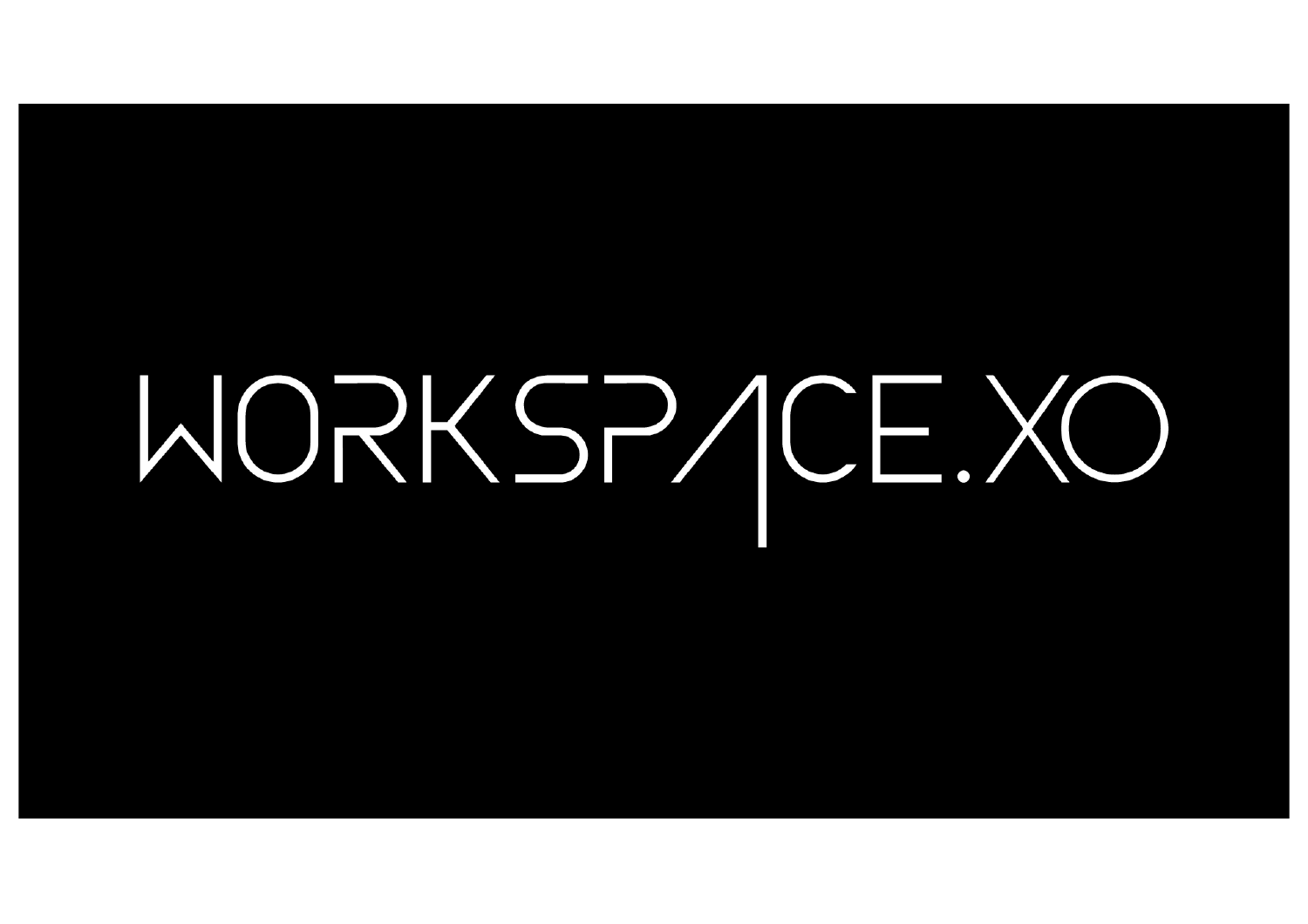# WORKSPACE.XO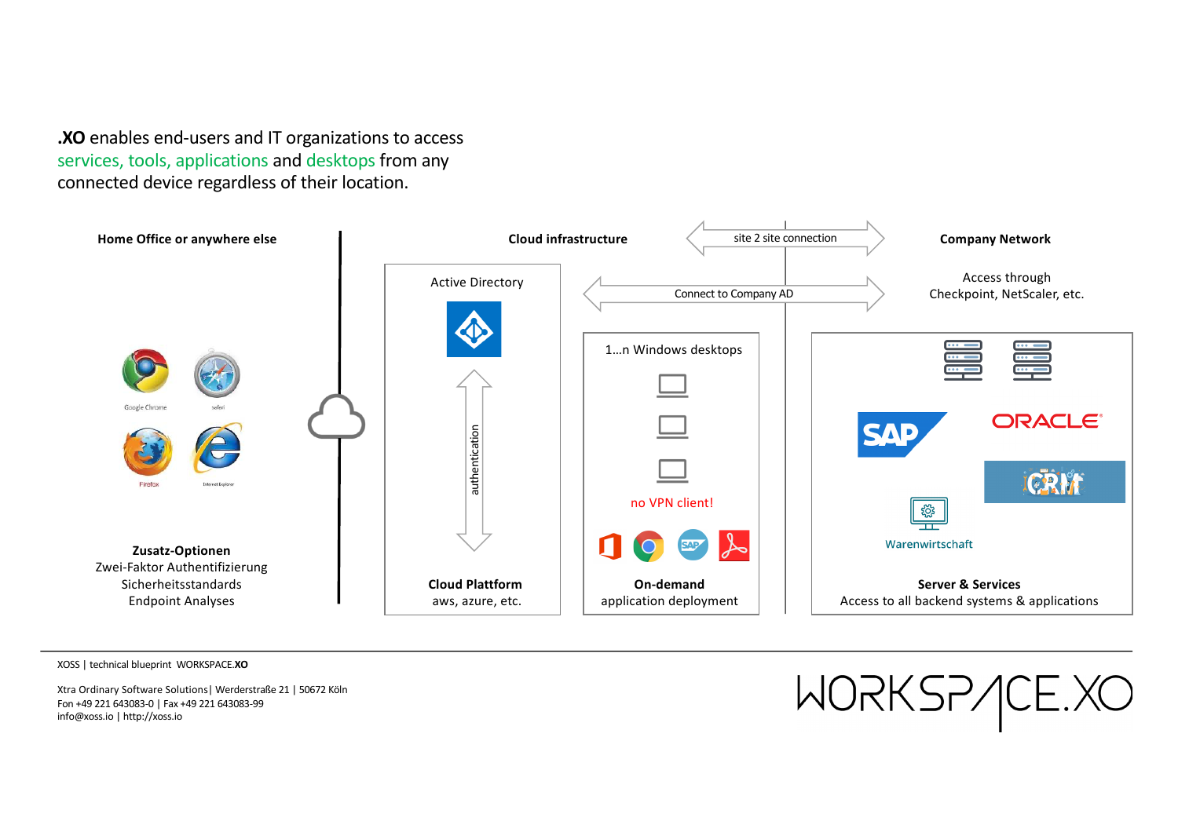**.XO** enables end-users and IT organizations to access services, tools, applications and desktops from any connected device regardless of their location.

**Home Office or anywhere else**

Google Chrome

safari

Firefox

Internet Explorer

**Zusatz-Optionen**
Zwei-Faktor Authentifizierung
Sicherheitsstandards
Endpoint Analyses

**Cloud infrastructure**

site 2 site connection

Connect to Company AD

Active Directory

authentication

**Cloud Plattform**
aws, azure, etc.

1…n Windows desktops

no VPN client!

**On-demand**
application deployment

**Company Network**

Access through
Checkpoint, NetScaler, etc.

SAP

ORACLE

CRM

Warenwirtschaft

**Server & Services**
Access to all backend systems & applications

XOSS | technical blueprint WORKSPACE.**XO**

Xtra Ordinary Software Solutions| Werderstraße 21 | 50672 Köln
Fon +49 221 643083-0 | Fax +49 221 643083-99
info@xoss.io | http://xoss.io

WORKSPACE.XO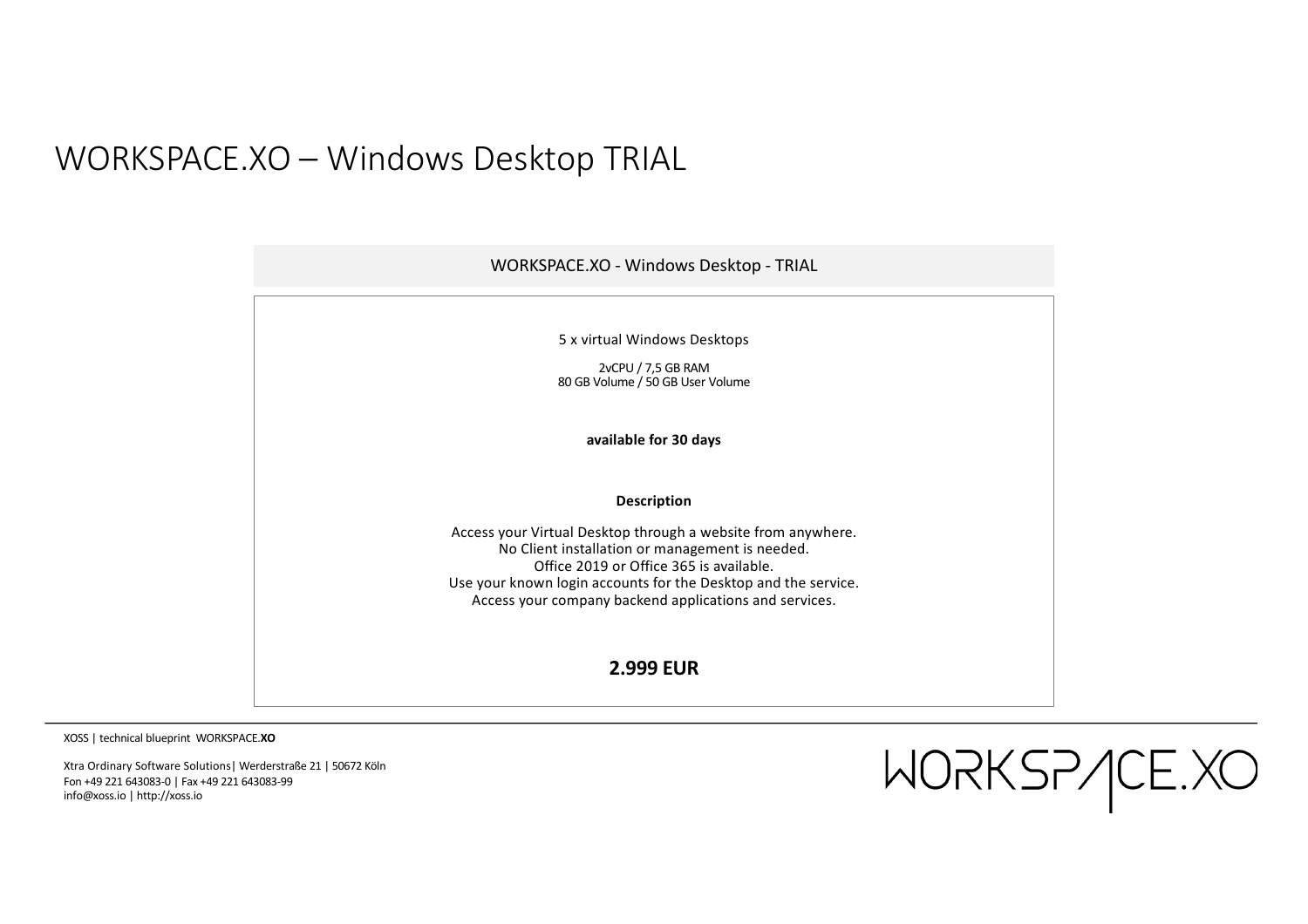# WORKSPACE.XO – Windows Desktop TRIAL

## WORKSPACE.XO - Windows Desktop - TRIAL

5 x virtual Windows Desktops

2vCPU / 7,5 GB RAM
80 GB Volume / 50 GB User Volume

**available for 30 days**

**Description**

Access your Virtual Desktop through a website from anywhere.
No Client installation or management is needed.
Office 2019 or Office 365 is available.
Use your known login accounts for the Desktop and the service.
Access your company backend applications and services.

**2.999 EUR**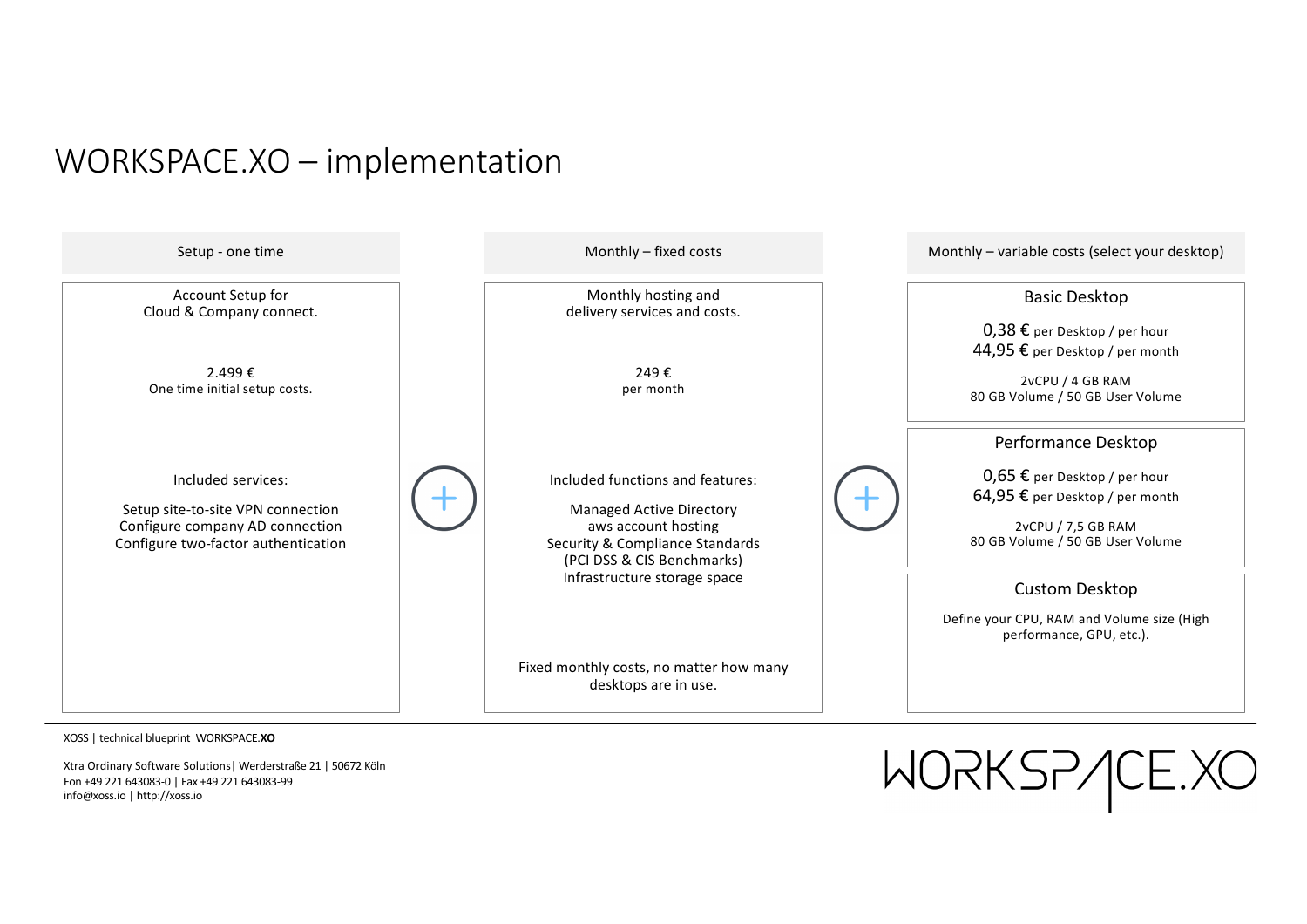# WORKSPACE.XO – implementation

## Setup - one time

Account Setup for
Cloud & Company connect.

2.499 €
One time initial setup costs.

Included services:

Setup site-to-site VPN connection
Configure company AD connection
Configure two-factor authentication

+

## Monthly – fixed costs

Monthly hosting and
delivery services and costs.

249 €
per month

Included functions and features:

Managed Active Directory
aws account hosting
Security & Compliance Standards
(PCI DSS & CIS Benchmarks)
Infrastructure storage space

Fixed monthly costs, no matter how many desktops are in use.

+

## Monthly – variable costs (select your desktop)

### Basic Desktop

0,38 € per Desktop / per hour
44,95 € per Desktop / per month

2vCPU / 4 GB RAM
80 GB Volume / 50 GB User Volume

### Performance Desktop

0,65 € per Desktop / per hour
64,95 € per Desktop / per month

2vCPU / 7,5 GB RAM
80 GB Volume / 50 GB User Volume

### Custom Desktop

Define your CPU, RAM and Volume size (High performance, GPU, etc.).

---

XOSS | technical blueprint WORKSPACE.**XO**

Xtra Ordinary Software Solutions| Werderstraße 21 | 50672 Köln
Fon +49 221 643083-0 | Fax +49 221 643083-99
info@xoss.io | http://xoss.io

WORKSPACE.XO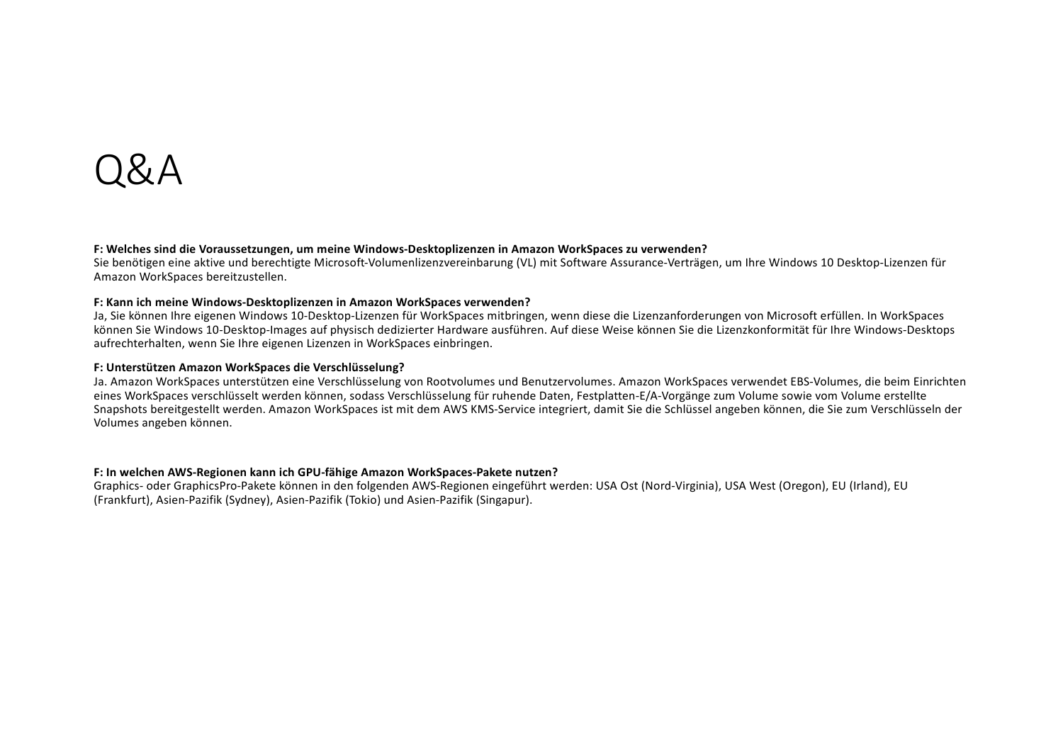# Q&A

**F: Welches sind die Voraussetzungen, um meine Windows-Desktoplizenzen in Amazon WorkSpaces zu verwenden?**
Sie benötigen eine aktive und berechtigte Microsoft-Volumenlizenzvereinbarung (VL) mit Software Assurance-Verträgen, um Ihre Windows 10 Desktop-Lizenzen für Amazon WorkSpaces bereitzustellen.

**F: Kann ich meine Windows-Desktoplizenzen in Amazon WorkSpaces verwenden?**
Ja, Sie können Ihre eigenen Windows 10-Desktop-Lizenzen für WorkSpaces mitbringen, wenn diese die Lizenzanforderungen von Microsoft erfüllen. In WorkSpaces können Sie Windows 10-Desktop-Images auf physisch dedizierter Hardware ausführen. Auf diese Weise können Sie die Lizenzkonformität für Ihre Windows-Desktops aufrechterhalten, wenn Sie Ihre eigenen Lizenzen in WorkSpaces einbringen.

**F: Unterstützen Amazon WorkSpaces die Verschlüsselung?**
Ja. Amazon WorkSpaces unterstützen eine Verschlüsselung von Rootvolumes und Benutzervolumes. Amazon WorkSpaces verwendet EBS-Volumes, die beim Einrichten eines WorkSpaces verschlüsselt werden können, sodass Verschlüsselung für ruhende Daten, Festplatten-E/A-Vorgänge zum Volume sowie vom Volume erstellte Snapshots bereitgestellt werden. Amazon WorkSpaces ist mit dem AWS KMS-Service integriert, damit Sie die Schlüssel angeben können, die Sie zum Verschlüsseln der Volumes angeben können.

**F: In welchen AWS-Regionen kann ich GPU-fähige Amazon WorkSpaces-Pakete nutzen?**
Graphics- oder GraphicsPro-Pakete können in den folgenden AWS-Regionen eingeführt werden: USA Ost (Nord-Virginia), USA West (Oregon), EU (Irland), EU (Frankfurt), Asien-Pazifik (Sydney), Asien-Pazifik (Tokio) und Asien-Pazifik (Singapur).